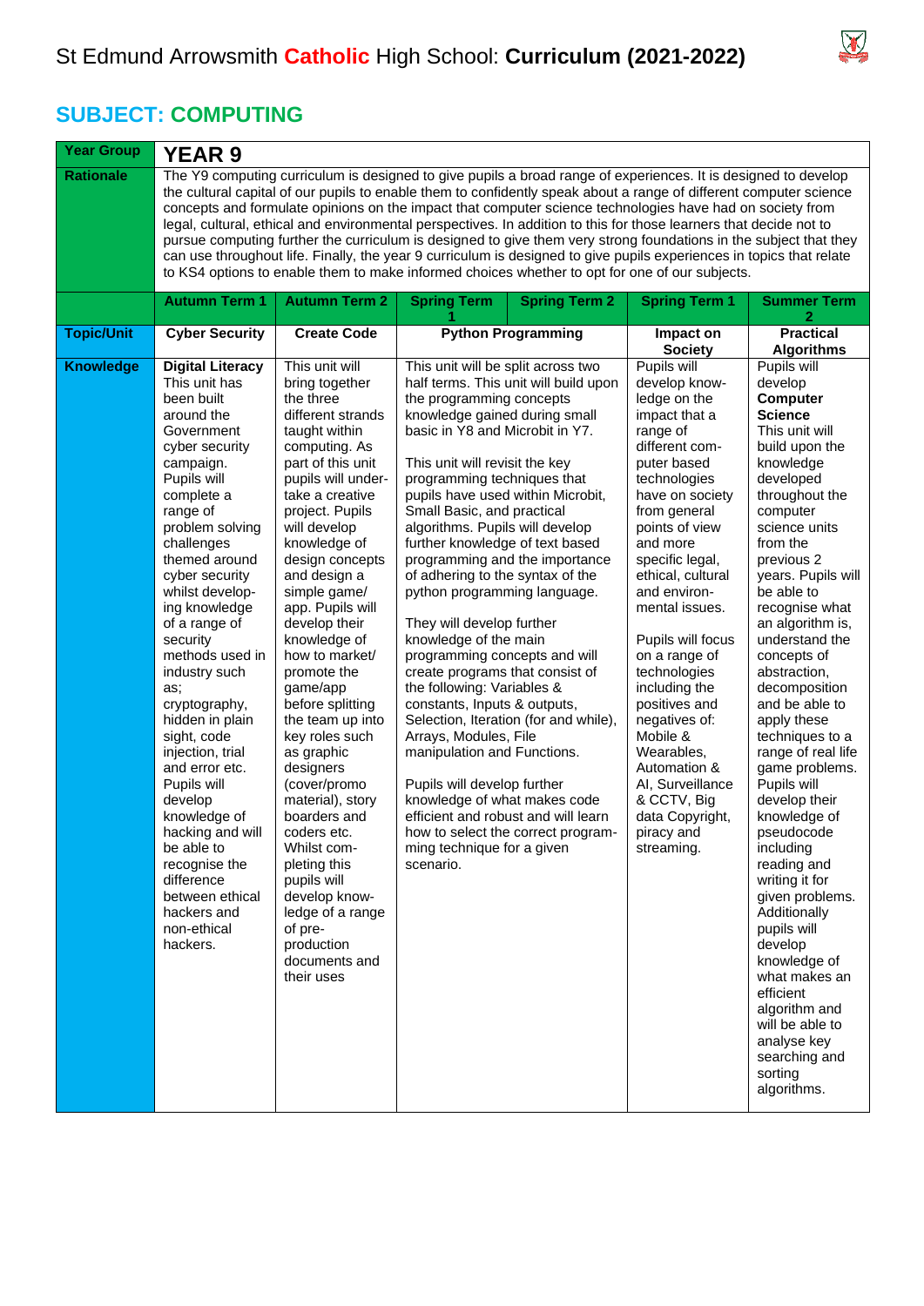# St Edmund Arrowsmith **Catholic** High School: **Curriculum (2021-2022)**

## SUBJECT: COMPUTING

| **Year Group** | **YEAR 9** | | | | | |
|---|---|---|---|---|---|---|
| **Rationale** | The Y9 computing curriculum is designed to give pupils a broad range of experiences. It is designed to develop the cultural capital of our pupils to enable them to confidently speak about a range of different computer science concepts and formulate opinions on the impact that computer science technologies have had on society from legal, cultural, ethical and environmental perspectives. In addition to this for those learners that decide not to pursue computing further the curriculum is designed to give them very strong foundations in the subject that they can use throughout life. Finally, the year 9 curriculum is designed to give pupils experiences in topics that relate to KS4 options to enable them to make informed choices whether to opt for one of our subjects. | | | | | |
| | **Autumn Term 1** | **Autumn Term 2** | **Spring Term 1** | **Spring Term 2** | **Spring Term 1** | **Summer Term 2** |
| **Topic/Unit** | **Cyber Security** | **Create Code** | **Python Programming** | | **Impact on Society** | **Practical Algorithms** |
| **Knowledge** | **Digital Literacy** This unit has been built around the Government cyber security campaign. Pupils will complete a range of problem solving challenges themed around cyber security whilst developing knowledge of a range of security methods used in industry such as; cryptography, hidden in plain sight, code injection, trial and error etc. Pupils will develop knowledge of hacking and will be able to recognise the difference between ethical hackers and non-ethical hackers. | This unit will bring together the three different strands taught within computing. As part of this unit pupils will undertake a creative project. Pupils will develop knowledge of design concepts and design a simple game/ app. Pupils will develop their knowledge of how to market/ promote the game/app before splitting the team up into key roles such as graphic designers (cover/promo material), story boarders and coders etc. Whilst completing this pupils will develop knowledge of a range of pre-production documents and their uses | This unit will be split across two half terms. This unit will build upon the programming concepts knowledge gained during small basic in Y8 and Microbit in Y7.<br><br>This unit will revisit the key programming techniques that pupils have used within Microbit, Small Basic, and practical algorithms. Pupils will develop further knowledge of text based programming and the importance of adhering to the syntax of the python programming language.<br><br>They will develop further knowledge of the main programming concepts and will create programs that consist of the following: Variables & constants, Inputs & outputs, Selection, Iteration (for and while), Arrays, Modules, File manipulation and Functions.<br><br>Pupils will develop further knowledge of what makes code efficient and robust and will learn how to select the correct programming technique for a given scenario. | | Pupils will develop knowledge on the impact that a range of different computer based technologies have on society from general points of view and more specific legal, ethical, cultural and environmental issues.<br><br>Pupils will focus on a range of technologies including the positives and negatives of: Mobile & Wearables, Automation & AI, Surveillance & CCTV, Big data Copyright, piracy and streaming. | Pupils will develop **Computer Science** This unit will build upon the knowledge developed throughout the computer science units from the previous 2 years. Pupils will be able to recognise what an algorithm is, understand the concepts of abstraction, decomposition and be able to apply these techniques to a range of real life game problems. Pupils will develop their knowledge of pseudocode including reading and writing it for given problems. Additionally pupils will develop knowledge of what makes an efficient algorithm and will be able to analyse key searching and sorting algorithms. |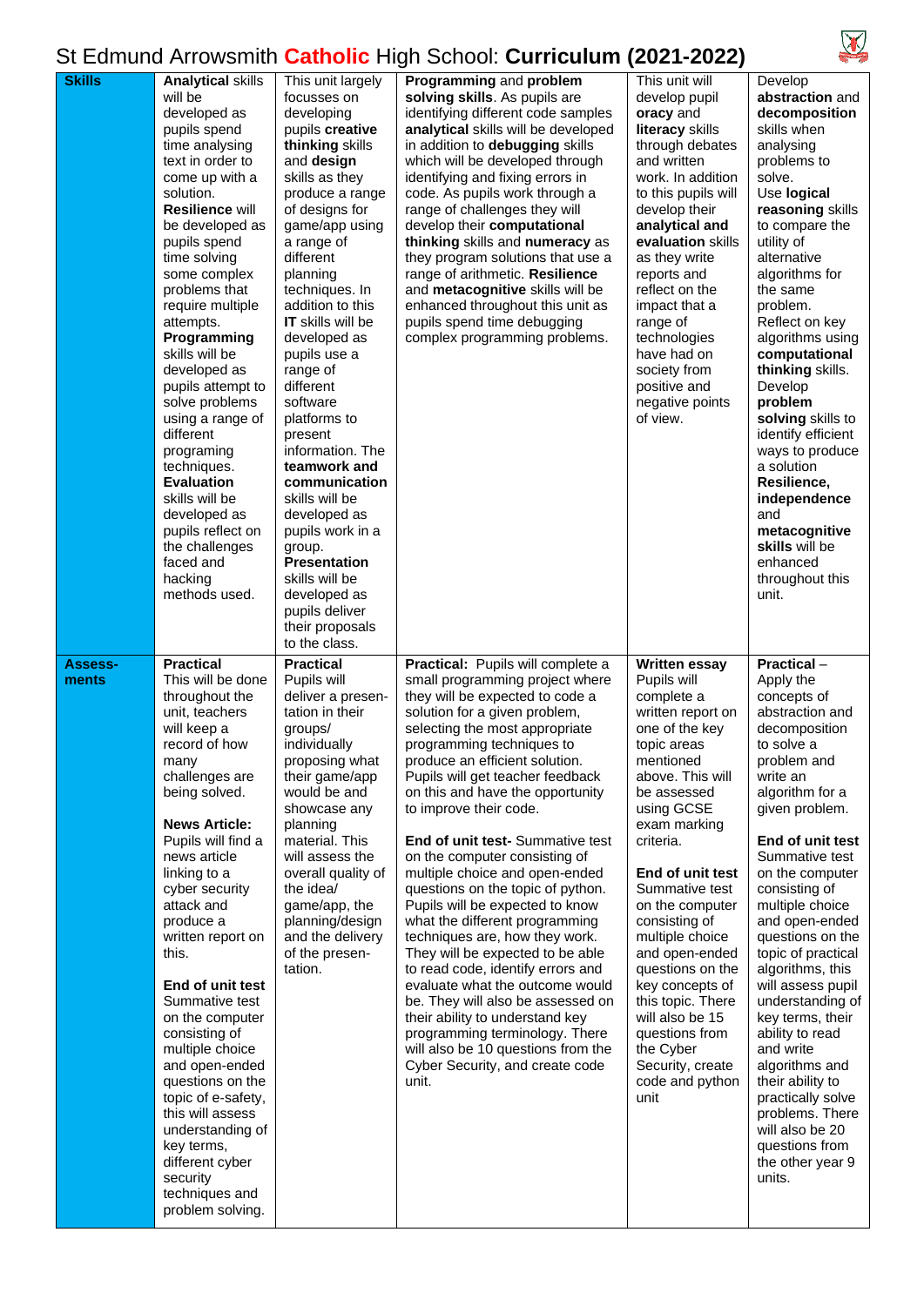# St Edmund Arrowsmith **Catholic** High School: **Curriculum (2021-2022)**

| | | | | | |
|---|---|---|---|---|---|
| **Skills** | **Analytical** skills will be developed as pupils spend time analysing text in order to come up with a solution. **Resilience** will be developed as pupils spend time solving some complex problems that require multiple attempts. **Programming** skills will be developed as pupils attempt to solve problems using a range of different programing techniques. **Evaluation** skills will be developed as pupils reflect on the challenges faced and hacking methods used. | This unit largely focusses on developing pupils **creative thinking** skills and **design** skills as they produce a range of designs for game/app using a range of different planning techniques. In addition to this **IT** skills will be developed as pupils use a range of different software platforms to present information. The **teamwork and communication** skills will be developed as pupils work in a group. **Presentation** skills will be developed as pupils deliver their proposals to the class. | **Programming** and **problem solving skills**. As pupils are identifying different code samples **analytical** skills will be developed in addition to **debugging** skills which will be developed through identifying and fixing errors in code. As pupils work through a range of challenges they will develop their **computational thinking** skills and **numeracy** as they program solutions that use a range of arithmetic. **Resilience** and **metacognitive** skills will be enhanced throughout this unit as pupils spend time debugging complex programming problems. | This unit will develop pupil **oracy** and **literacy** skills through debates and written work. In addition to this pupils will develop their **analytical and evaluation** skills as they write reports and reflect on the impact that a range of technologies have had on society from positive and negative points of view. | Develop **abstraction** and **decomposition** skills when analysing problems to solve. Use **logical reasoning** skills to compare the utility of alternative algorithms for the same problem. Reflect on key algorithms using **computational thinking** skills. Develop **problem solving** skills to identify efficient ways to produce a solution **Resilience, independence** and **metacognitive skills** will be enhanced throughout this unit. |
| **Assess-ments** | **Practical** This will be done throughout the unit, teachers will keep a record of how many challenges are being solved. **News Article:** Pupils will find a news article linking to a cyber security attack and produce a written report on this. **End of unit test** Summative test on the computer consisting of multiple choice and open-ended questions on the topic of e-safety, this will assess understanding of key terms, different cyber security techniques and problem solving. | **Practical** Pupils will deliver a presen-tation in their groups/ individually proposing what their game/app would be and showcase any planning material. This will assess the overall quality of the idea/ the game/app, the planning/design and the delivery of the presen-tation. | **Practical:** Pupils will complete a small programming project where they will be expected to code a solution for a given problem, selecting the most appropriate programming techniques to produce an efficient solution. Pupils will get teacher feedback on this and have the opportunity to improve their code. **End of unit test-** Summative test on the computer consisting of multiple choice and open-ended questions on the topic of python. Pupils will be expected to know what the different programming techniques are, how they work. They will be expected to be able to read code, identify errors and evaluate what the outcome would be. They will also be assessed on their ability to understand key programming terminology. There will also be 10 questions from the Cyber Security, and create code unit. | **Written essay** Pupils will complete a written report on one of the key topic areas mentioned above. This will be assessed using GCSE exam marking criteria. **End of unit test** Summative test on the computer consisting of multiple choice and open-ended questions on the key concepts of this topic. There will also be 15 questions from the Cyber Security, create code and python unit | **Practical** – Apply the concepts of abstraction and decomposition to solve a problem and write an algorithm for a given problem. **End of unit test** Summative test on the computer consisting of multiple choice and open-ended questions on the topic of practical algorithms, this will assess pupil understanding of key terms, their ability to read and write algorithms and their ability to practically solve problems. There will also be 20 questions from the other year 9 units. |